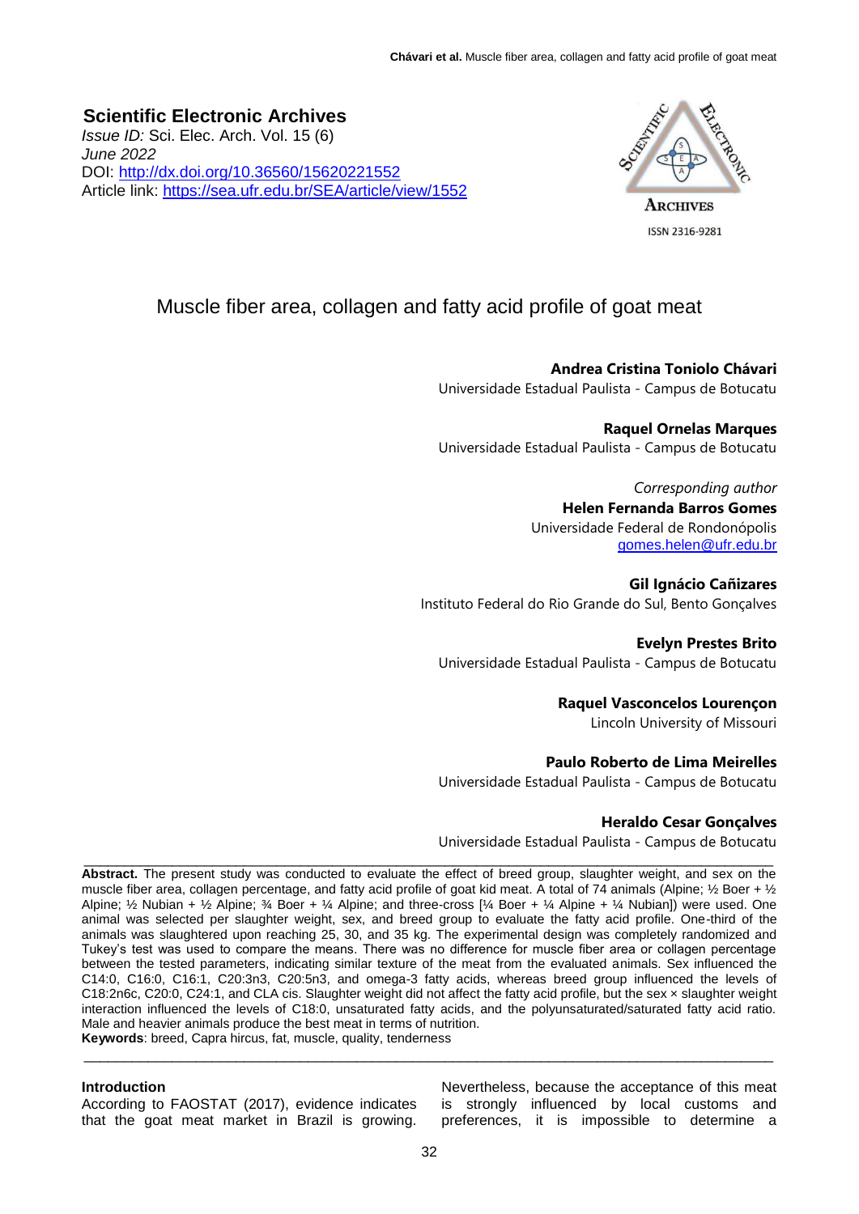**Scientific Electronic Archives**
*Issue ID:* Sci. Elec. Arch. Vol. 15 (6)
*June 2022*
DOI: http://dx.doi.org/10.36560/15620221552
Article link: https://sea.ufr.edu.br/SEA/article/view/1552

ISSN 2316-9281

# Muscle fiber area, collagen and fatty acid profile of goat meat

**Andrea Cristina Toniolo Chávari**
Universidade Estadual Paulista - Campus de Botucatu

**Raquel Ornelas Marques**
Universidade Estadual Paulista - Campus de Botucatu

*Corresponding author*
**Helen Fernanda Barros Gomes**
Universidade Federal de Rondonópolis
gomes.helen@ufr.edu.br

**Gil Ignácio Cañizares**
Instituto Federal do Rio Grande do Sul, Bento Gonçalves

**Evelyn Prestes Brito**
Universidade Estadual Paulista - Campus de Botucatu

**Raquel Vasconcelos Lourençon**
Lincoln University of Missouri

**Paulo Roberto de Lima Meirelles**
Universidade Estadual Paulista - Campus de Botucatu

**Heraldo Cesar Gonçalves**
Universidade Estadual Paulista - Campus de Botucatu

---

**Abstract.** The present study was conducted to evaluate the effect of breed group, slaughter weight, and sex on the muscle fiber area, collagen percentage, and fatty acid profile of goat kid meat. A total of 74 animals (Alpine; ½ Boer + ½ Alpine; ½ Nubian + ½ Alpine; ¾ Boer + ¼ Alpine; and three-cross [¼ Boer + ¼ Alpine + ¼ Nubian]) were used. One animal was selected per slaughter weight, sex, and breed group to evaluate the fatty acid profile. One-third of the animals was slaughtered upon reaching 25, 30, and 35 kg. The experimental design was completely randomized and Tukey's test was used to compare the means. There was no difference for muscle fiber area or collagen percentage between the tested parameters, indicating similar texture of the meat from the evaluated animals. Sex influenced the C14:0, C16:0, C16:1, C20:3n3, C20:5n3, and omega-3 fatty acids, whereas breed group influenced the levels of C18:2n6c, C20:0, C24:1, and CLA cis. Slaughter weight did not affect the fatty acid profile, but the sex × slaughter weight interaction influenced the levels of C18:0, unsaturated fatty acids, and the polyunsaturated/saturated fatty acid ratio. Male and heavier animals produce the best meat in terms of nutrition.
**Keywords**: breed, Capra hircus, fat, muscle, quality, tenderness

---

## Introduction

According to FAOSTAT (2017), evidence indicates that the goat meat market in Brazil is growing. Nevertheless, because the acceptance of this meat is strongly influenced by local customs and preferences, it is impossible to determine a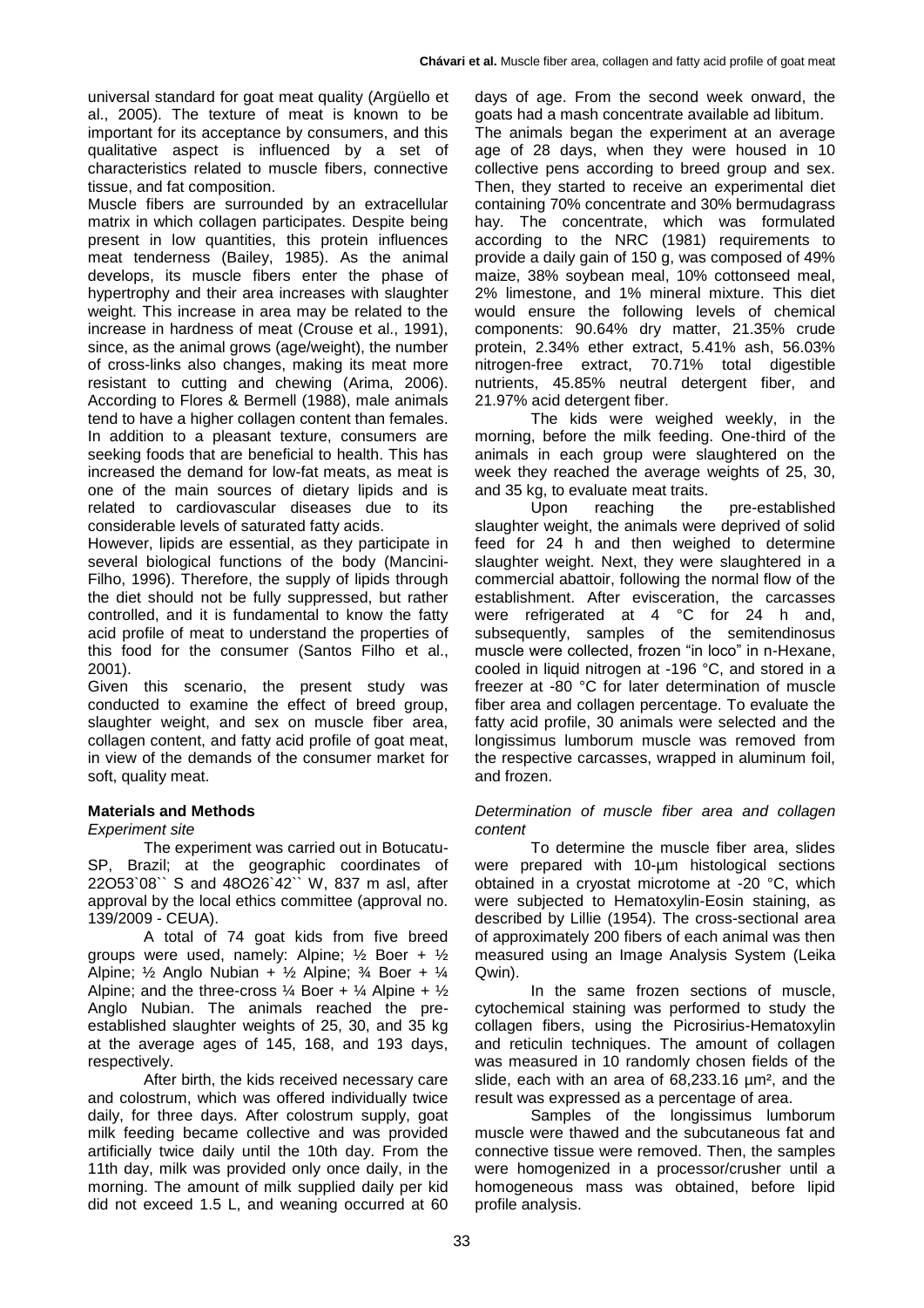universal standard for goat meat quality (Argüello et al., 2005). The texture of meat is known to be important for its acceptance by consumers, and this qualitative aspect is influenced by a set of characteristics related to muscle fibers, connective tissue, and fat composition.

Muscle fibers are surrounded by an extracellular matrix in which collagen participates. Despite being present in low quantities, this protein influences meat tenderness (Bailey, 1985). As the animal develops, its muscle fibers enter the phase of hypertrophy and their area increases with slaughter weight. This increase in area may be related to the increase in hardness of meat (Crouse et al., 1991), since, as the animal grows (age/weight), the number of cross-links also changes, making its meat more resistant to cutting and chewing (Arima, 2006). According to Flores & Bermell (1988), male animals tend to have a higher collagen content than females. In addition to a pleasant texture, consumers are seeking foods that are beneficial to health. This has increased the demand for low-fat meats, as meat is one of the main sources of dietary lipids and is related to cardiovascular diseases due to its considerable levels of saturated fatty acids.

However, lipids are essential, as they participate in several biological functions of the body (Mancini-Filho, 1996). Therefore, the supply of lipids through the diet should not be fully suppressed, but rather controlled, and it is fundamental to know the fatty acid profile of meat to understand the properties of this food for the consumer (Santos Filho et al., 2001).

Given this scenario, the present study was conducted to examine the effect of breed group, slaughter weight, and sex on muscle fiber area, collagen content, and fatty acid profile of goat meat, in view of the demands of the consumer market for soft, quality meat.

## Materials and Methods

*Experiment site*

The experiment was carried out in Botucatu-SP, Brazil; at the geographic coordinates of 22O53`08`` S and 48O26`42`` W, 837 m asl, after approval by the local ethics committee (approval no. 139/2009 - CEUA).

A total of 74 goat kids from five breed groups were used, namely: Alpine; ½ Boer + ½ Alpine; ½ Anglo Nubian + ½ Alpine; ¾ Boer + ¼ Alpine; and the three-cross ¼ Boer + ¼ Alpine + ½ Anglo Nubian. The animals reached the pre-established slaughter weights of 25, 30, and 35 kg at the average ages of 145, 168, and 193 days, respectively.

After birth, the kids received necessary care and colostrum, which was offered individually twice daily, for three days. After colostrum supply, goat milk feeding became collective and was provided artificially twice daily until the 10th day. From the 11th day, milk was provided only once daily, in the morning. The amount of milk supplied daily per kid did not exceed 1.5 L, and weaning occurred at 60 days of age. From the second week onward, the goats had a mash concentrate available ad libitum.

The animals began the experiment at an average age of 28 days, when they were housed in 10 collective pens according to breed group and sex. Then, they started to receive an experimental diet containing 70% concentrate and 30% bermudagrass hay. The concentrate, which was formulated according to the NRC (1981) requirements to provide a daily gain of 150 g, was composed of 49% maize, 38% soybean meal, 10% cottonseed meal, 2% limestone, and 1% mineral mixture. This diet would ensure the following levels of chemical components: 90.64% dry matter, 21.35% crude protein, 2.34% ether extract, 5.41% ash, 56.03% nitrogen-free extract, 70.71% total digestible nutrients, 45.85% neutral detergent fiber, and 21.97% acid detergent fiber.

The kids were weighed weekly, in the morning, before the milk feeding. One-third of the animals in each group were slaughtered on the week they reached the average weights of 25, 30, and 35 kg, to evaluate meat traits.

Upon reaching the pre-established slaughter weight, the animals were deprived of solid feed for 24 h and then weighed to determine slaughter weight. Next, they were slaughtered in a commercial abattoir, following the normal flow of the establishment. After evisceration, the carcasses were refrigerated at 4 °C for 24 h and, subsequently, samples of the semitendinosus muscle were collected, frozen "in loco" in n-Hexane, cooled in liquid nitrogen at -196 °C, and stored in a freezer at -80 °C for later determination of muscle fiber area and collagen percentage. To evaluate the fatty acid profile, 30 animals were selected and the longissimus lumborum muscle was removed from the respective carcasses, wrapped in aluminum foil, and frozen.

*Determination of muscle fiber area and collagen content*

To determine the muscle fiber area, slides were prepared with 10-µm histological sections obtained in a cryostat microtome at -20 °C, which were subjected to Hematoxylin-Eosin staining, as described by Lillie (1954). The cross-sectional area of approximately 200 fibers of each animal was then measured using an Image Analysis System (Leika Qwin).

In the same frozen sections of muscle, cytochemical staining was performed to study the collagen fibers, using the Picrosirius-Hematoxylin and reticulin techniques. The amount of collagen was measured in 10 randomly chosen fields of the slide, each with an area of 68,233.16 µm², and the result was expressed as a percentage of area.

Samples of the longissimus lumborum muscle were thawed and the subcutaneous fat and connective tissue were removed. Then, the samples were homogenized in a processor/crusher until a homogeneous mass was obtained, before lipid profile analysis.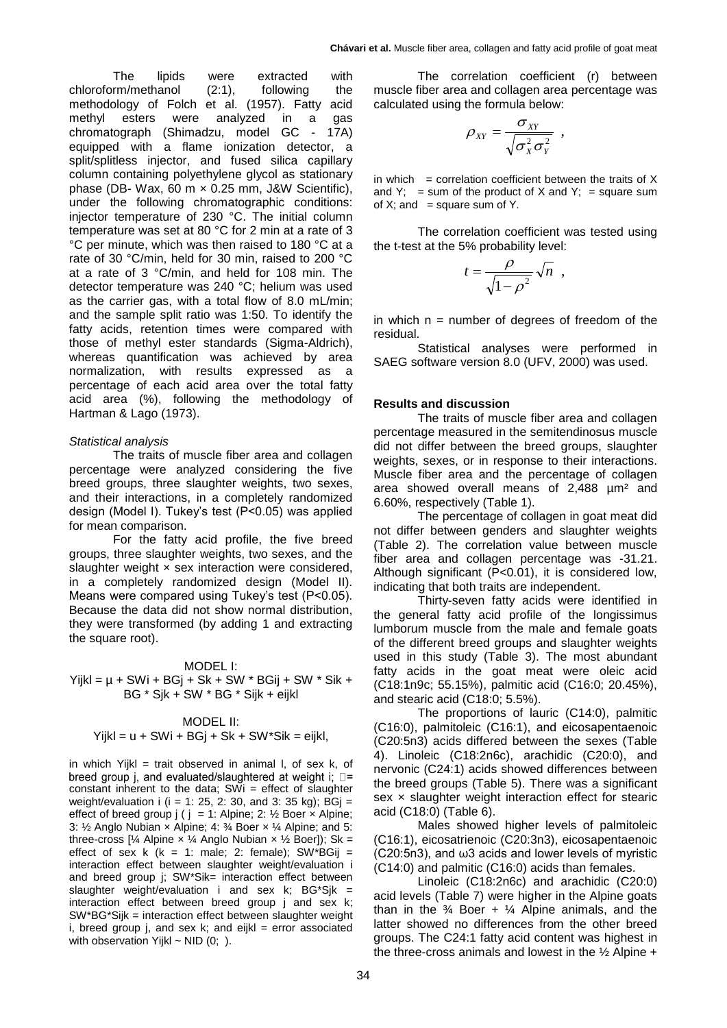The lipids were extracted with chloroform/methanol (2:1), following the methodology of Folch et al. (1957). Fatty acid methyl esters were analyzed in a gas chromatograph (Shimadzu, model GC - 17A) equipped with a flame ionization detector, a split/splitless injector, and fused silica capillary column containing polyethylene glycol as stationary phase (DB- Wax, 60 m × 0.25 mm, J&W Scientific), under the following chromatographic conditions: injector temperature of 230 °C. The initial column temperature was set at 80 °C for 2 min at a rate of 3 °C per minute, which was then raised to 180 °C at a rate of 30 °C/min, held for 30 min, raised to 200 °C at a rate of 3 °C/min, and held for 108 min. The detector temperature was 240 °C; helium was used as the carrier gas, with a total flow of 8.0 mL/min; and the sample split ratio was 1:50. To identify the fatty acids, retention times were compared with those of methyl ester standards (Sigma-Aldrich), whereas quantification was achieved by area normalization, with results expressed as a percentage of each acid area over the total fatty acid area (%), following the methodology of Hartman & Lago (1973).

### *Statistical analysis*

The traits of muscle fiber area and collagen percentage were analyzed considering the five breed groups, three slaughter weights, two sexes, and their interactions, in a completely randomized design (Model I). Tukey's test (P<0.05) was applied for mean comparison.

For the fatty acid profile, the five breed groups, three slaughter weights, two sexes, and the slaughter weight × sex interaction were considered, in a completely randomized design (Model II). Means were compared using Tukey's test (P<0.05). Because the data did not show normal distribution, they were transformed (by adding 1 and extracting the square root).

MODEL I:

Yijkl = µ + SWi + BGj + Sk + SW * BGij + SW * Sik + BG * Sjk + SW * BG * Sijk + eijkl

MODEL II:

Yijkl = u + SWi + BGj + Sk + SW*Sik = eijkl,

in which Yijkl = trait observed in animal l, of sex k, of breed group j, and evaluated/slaughtered at weight i; = constant inherent to the data; SWi = effect of slaughter weight/evaluation i (i = 1: 25, 2: 30, and 3: 35 kg); BGj = effect of breed group j ( j = 1: Alpine; 2: ½ Boer × Alpine; 3: ½ Anglo Nubian × Alpine; 4: ¾ Boer × ¼ Alpine; and 5: three-cross [¼ Alpine × ¼ Anglo Nubian × ½ Boer]); Sk = effect of sex k (k = 1: male; 2: female); SW*BGij = interaction effect between slaughter weight/evaluation i and breed group j; SW*Sik= interaction effect between slaughter weight/evaluation i and sex k; BG*Sjk = interaction effect between breed group j and sex k; SW*BG*Sijk = interaction effect between slaughter weight i, breed group j, and sex k; and eijkl = error associated with observation Yijkl ~ NID (0; ).

The correlation coefficient (r) between muscle fiber area and collagen area percentage was calculated using the formula below:

$$\rho_{XY} = \frac{\sigma_{XY}}{\sqrt{\sigma_X^2 \sigma_Y^2}} \ ,$$

in which = correlation coefficient between the traits of X and Y; = sum of the product of X and Y; = square sum of X; and = square sum of Y.

The correlation coefficient was tested using the t-test at the 5% probability level:

$$t = \frac{\rho}{\sqrt{1-\rho^2}}\sqrt{n} \ ,$$

in which n = number of degrees of freedom of the residual.

Statistical analyses were performed in SAEG software version 8.0 (UFV, 2000) was used.

## Results and discussion

The traits of muscle fiber area and collagen percentage measured in the semitendinosus muscle did not differ between the breed groups, slaughter weights, sexes, or in response to their interactions. Muscle fiber area and the percentage of collagen area showed overall means of 2,488 µm² and 6.60%, respectively (Table 1).

The percentage of collagen in goat meat did not differ between genders and slaughter weights (Table 2). The correlation value between muscle fiber area and collagen percentage was -31.21. Although significant (P<0.01), it is considered low, indicating that both traits are independent.

Thirty-seven fatty acids were identified in the general fatty acid profile of the longissimus lumborum muscle from the male and female goats of the different breed groups and slaughter weights used in this study (Table 3). The most abundant fatty acids in the goat meat were oleic acid (C18:1n9c; 55.15%), palmitic acid (C16:0; 20.45%), and stearic acid (C18:0; 5.5%).

The proportions of lauric (C14:0), palmitic (C16:0), palmitoleic (C16:1), and eicosapentaenoic (C20:5n3) acids differed between the sexes (Table 4). Linoleic (C18:2n6c), arachidic (C20:0), and nervonic (C24:1) acids showed differences between the breed groups (Table 5). There was a significant sex × slaughter weight interaction effect for stearic acid (C18:0) (Table 6).

Males showed higher levels of palmitoleic (C16:1), eicosatrienoic (C20:3n3), eicosapentaenoic (C20:5n3), and ω3 acids and lower levels of myristic (C14:0) and palmitic (C16:0) acids than females.

Linoleic (C18:2n6c) and arachidic (C20:0) acid levels (Table 7) were higher in the Alpine goats than in the ¾ Boer + ¼ Alpine animals, and the latter showed no differences from the other breed groups. The C24:1 fatty acid content was highest in the three-cross animals and lowest in the ½ Alpine +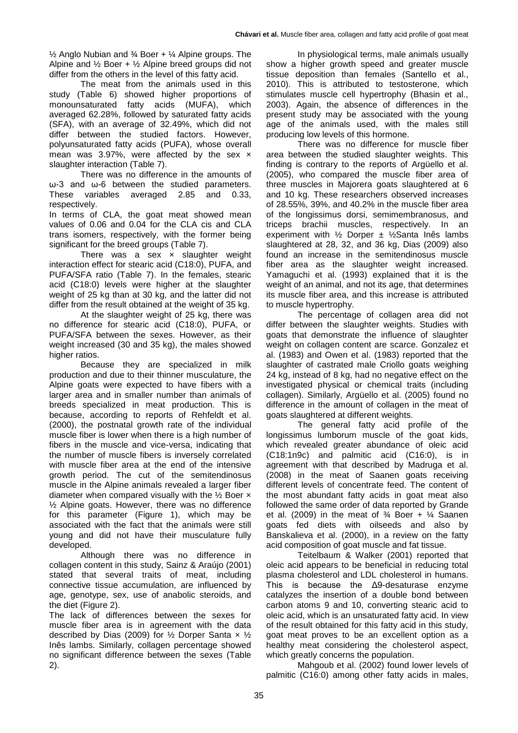½ Anglo Nubian and ¾ Boer + ¼ Alpine groups. The Alpine and ½ Boer + ½ Alpine breed groups did not differ from the others in the level of this fatty acid.

The meat from the animals used in this study (Table 6) showed higher proportions of monounsaturated fatty acids (MUFA), which averaged 62.28%, followed by saturated fatty acids (SFA), with an average of 32.49%, which did not differ between the studied factors. However, polyunsaturated fatty acids (PUFA), whose overall mean was 3.97%, were affected by the sex × slaughter interaction (Table 7).

There was no difference in the amounts of ω-3 and ω-6 between the studied parameters. These variables averaged 2.85 and 0.33, respectively.

In terms of CLA, the goat meat showed mean values of 0.06 and 0.04 for the CLA cis and CLA trans isomers, respectively, with the former being significant for the breed groups (Table 7).

There was a sex × slaughter weight interaction effect for stearic acid (C18:0), PUFA, and PUFA/SFA ratio (Table 7). In the females, stearic acid (C18:0) levels were higher at the slaughter weight of 25 kg than at 30 kg, and the latter did not differ from the result obtained at the weight of 35 kg.

At the slaughter weight of 25 kg, there was no difference for stearic acid (C18:0), PUFA, or PUFA/SFA between the sexes. However, as their weight increased (30 and 35 kg), the males showed higher ratios.

Because they are specialized in milk production and due to their thinner musculature, the Alpine goats were expected to have fibers with a larger area and in smaller number than animals of breeds specialized in meat production. This is because, according to reports of Rehfeldt et al. (2000), the postnatal growth rate of the individual muscle fiber is lower when there is a high number of fibers in the muscle and vice-versa, indicating that the number of muscle fibers is inversely correlated with muscle fiber area at the end of the intensive growth period. The cut of the semitendinosus muscle in the Alpine animals revealed a larger fiber diameter when compared visually with the ½ Boer × ½ Alpine goats. However, there was no difference for this parameter (Figure 1), which may be associated with the fact that the animals were still young and did not have their musculature fully developed.

Although there was no difference in collagen content in this study, Sainz & Araújo (2001) stated that several traits of meat, including connective tissue accumulation, are influenced by age, genotype, sex, use of anabolic steroids, and the diet (Figure 2).

The lack of differences between the sexes for muscle fiber area is in agreement with the data described by Dias (2009) for ½ Dorper Santa × ½ Inês lambs. Similarly, collagen percentage showed no significant difference between the sexes (Table 2).

In physiological terms, male animals usually show a higher growth speed and greater muscle tissue deposition than females (Santello et al., 2010). This is attributed to testosterone, which stimulates muscle cell hypertrophy (Bhasin et al., 2003). Again, the absence of differences in the present study may be associated with the young age of the animals used, with the males still producing low levels of this hormone.

There was no difference for muscle fiber area between the studied slaughter weights. This finding is contrary to the reports of Argüello et al. (2005), who compared the muscle fiber area of three muscles in Majorera goats slaughtered at 6 and 10 kg. These researchers observed increases of 28.55%, 39%, and 40.2% in the muscle fiber area of the longissimus dorsi, semimembranosus, and triceps brachii muscles, respectively. In an experiment with ½ Dorper ± ½Santa Inês lambs slaughtered at 28, 32, and 36 kg, Dias (2009) also found an increase in the semitendinosus muscle fiber area as the slaughter weight increased. Yamaguchi et al. (1993) explained that it is the weight of an animal, and not its age, that determines its muscle fiber area, and this increase is attributed to muscle hypertrophy.

The percentage of collagen area did not differ between the slaughter weights. Studies with goats that demonstrate the influence of slaughter weight on collagen content are scarce. Gonzalez et al. (1983) and Owen et al. (1983) reported that the slaughter of castrated male Criollo goats weighing 24 kg, instead of 8 kg, had no negative effect on the investigated physical or chemical traits (including collagen). Similarly, Argüello et al. (2005) found no difference in the amount of collagen in the meat of goats slaughtered at different weights.

The general fatty acid profile of the longissimus lumborum muscle of the goat kids, which revealed greater abundance of oleic acid (C18:1n9c) and palmitic acid (C16:0), is in agreement with that described by Madruga et al. (2008) in the meat of Saanen goats receiving different levels of concentrate feed. The content of the most abundant fatty acids in goat meat also followed the same order of data reported by Grande et al. (2009) in the meat of ¾ Boer + ¼ Saanen goats fed diets with oilseeds and also by Banskalieva et al. (2000), in a review on the fatty acid composition of goat muscle and fat tissue.

Teitelbaum & Walker (2001) reported that oleic acid appears to be beneficial in reducing total plasma cholesterol and LDL cholesterol in humans. This is because the Δ9-desaturase enzyme catalyzes the insertion of a double bond between carbon atoms 9 and 10, converting stearic acid to oleic acid, which is an unsaturated fatty acid. In view of the result obtained for this fatty acid in this study, goat meat proves to be an excellent option as a healthy meat considering the cholesterol aspect, which greatly concerns the population.

Mahgoub et al. (2002) found lower levels of palmitic (C16:0) among other fatty acids in males,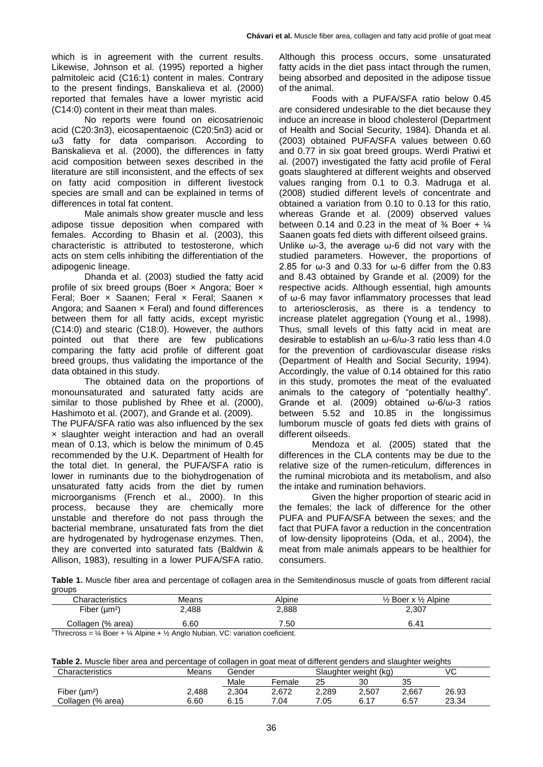which is in agreement with the current results. Likewise, Johnson et al. (1995) reported a higher palmitoleic acid (C16:1) content in males. Contrary to the present findings, Banskalieva et al. (2000) reported that females have a lower myristic acid (C14:0) content in their meat than males.

No reports were found on eicosatrienoic acid (C20:3n3), eicosapentaenoic (C20:5n3) acid or ω3 fatty for data comparison. According to Banskalieva et al. (2000), the differences in fatty acid composition between sexes described in the literature are still inconsistent, and the effects of sex on fatty acid composition in different livestock species are small and can be explained in terms of differences in total fat content.

Male animals show greater muscle and less adipose tissue deposition when compared with females. According to Bhasin et al. (2003), this characteristic is attributed to testosterone, which acts on stem cells inhibiting the differentiation of the adipogenic lineage.

Dhanda et al. (2003) studied the fatty acid profile of six breed groups (Boer × Angora; Boer × Feral; Boer × Saanen; Feral × Feral; Saanen × Angora; and Saanen × Feral) and found differences between them for all fatty acids, except myristic (C14:0) and stearic (C18:0). However, the authors pointed out that there are few publications comparing the fatty acid profile of different goat breed groups, thus validating the importance of the data obtained in this study.

The obtained data on the proportions of monounsaturated and saturated fatty acids are similar to those published by Rhee et al. (2000), Hashimoto et al. (2007), and Grande et al. (2009).

The PUFA/SFA ratio was also influenced by the sex × slaughter weight interaction and had an overall mean of 0.13, which is below the minimum of 0.45 recommended by the U.K. Department of Health for the total diet. In general, the PUFA/SFA ratio is lower in ruminants due to the biohydrogenation of unsaturated fatty acids from the diet by rumen microorganisms (French et al., 2000). In this process, because they are chemically more unstable and therefore do not pass through the bacterial membrane, unsaturated fats from the diet are hydrogenated by hydrogenase enzymes. Then, they are converted into saturated fats (Baldwin & Allison, 1983), resulting in a lower PUFA/SFA ratio. Although this process occurs, some unsaturated fatty acids in the diet pass intact through the rumen, being absorbed and deposited in the adipose tissue of the animal.

Foods with a PUFA/SFA ratio below 0.45 are considered undesirable to the diet because they induce an increase in blood cholesterol (Department of Health and Social Security, 1984). Dhanda et al. (2003) obtained PUFA/SFA values between 0.60 and 0.77 in six goat breed groups. Werdi Pratiwi et al. (2007) investigated the fatty acid profile of Feral goats slaughtered at different weights and observed values ranging from 0.1 to 0.3. Madruga et al. (2008) studied different levels of concentrate and obtained a variation from 0.10 to 0.13 for this ratio, whereas Grande et al. (2009) observed values between 0.14 and 0.23 in the meat of ¾ Boer + ¼ Saanen goats fed diets with different oilseed grains. Unlike ω-3, the average ω-6 did not vary with the studied parameters. However, the proportions of 2.85 for ω-3 and 0.33 for ω-6 differ from the 0.83 and 8.43 obtained by Grande et al. (2009) for the respective acids. Although essential, high amounts of ω-6 may favor inflammatory processes that lead to arteriosclerosis, as there is a tendency to increase platelet aggregation (Young et al., 1998). Thus, small levels of this fatty acid in meat are desirable to establish an ω-6/ω-3 ratio less than 4.0 for the prevention of cardiovascular disease risks (Department of Health and Social Security, 1994). Accordingly, the value of 0.14 obtained for this ratio in this study, promotes the meat of the evaluated animals to the category of "potentially healthy". Grande et al. (2009) obtained ω-6/ω-3 ratios between 5.52 and 10.85 in the longissimus lumborum muscle of goats fed diets with grains of different oilseeds.

Mendoza et al. (2005) stated that the differences in the CLA contents may be due to the relative size of the rumen-reticulum, differences in the ruminal microbiota and its metabolism, and also the intake and rumination behaviors.

Given the higher proportion of stearic acid in the females; the lack of difference for the other PUFA and PUFA/SFA between the sexes; and the fact that PUFA favor a reduction in the concentration of low-density lipoproteins (Oda, et al., 2004), the meat from male animals appears to be healthier for consumers.

**Table 1.** Muscle fiber area and percentage of collagen area in the Semitendinosus muscle of goats from different racial groups

| Characteristics | Means | Alpine | ½ Boer x ½ Alpine |
|---|---|---|---|
| Fiber (μm²) | 2,488 | 2,888 | 2,307 |
| Collagen (% area) | 6.60 | 7.50 | 6.41 |

[1]Threcross = ¼ Boer + ¼ Alpine + ½ Anglo Nubian. VC: variation coeficient.

**Table 2.** Muscle fiber area and percentage of collagen in goat meat of different genders and slaughter weights

| Characteristics | Means | Gender | | Slaughter weight (kg) | | | VC |
|---|---|---|---|---|---|---|---|
| | | Male | Female | 25 | 30 | 35 | |
| Fiber (μm²) | 2,488 | 2,304 | 2,672 | 2,289 | 2,507 | 2,667 | 26.93 |
| Collagen (% area) | 6.60 | 6.15 | 7.04 | 7.05 | 6.17 | 6.57 | 23.34 |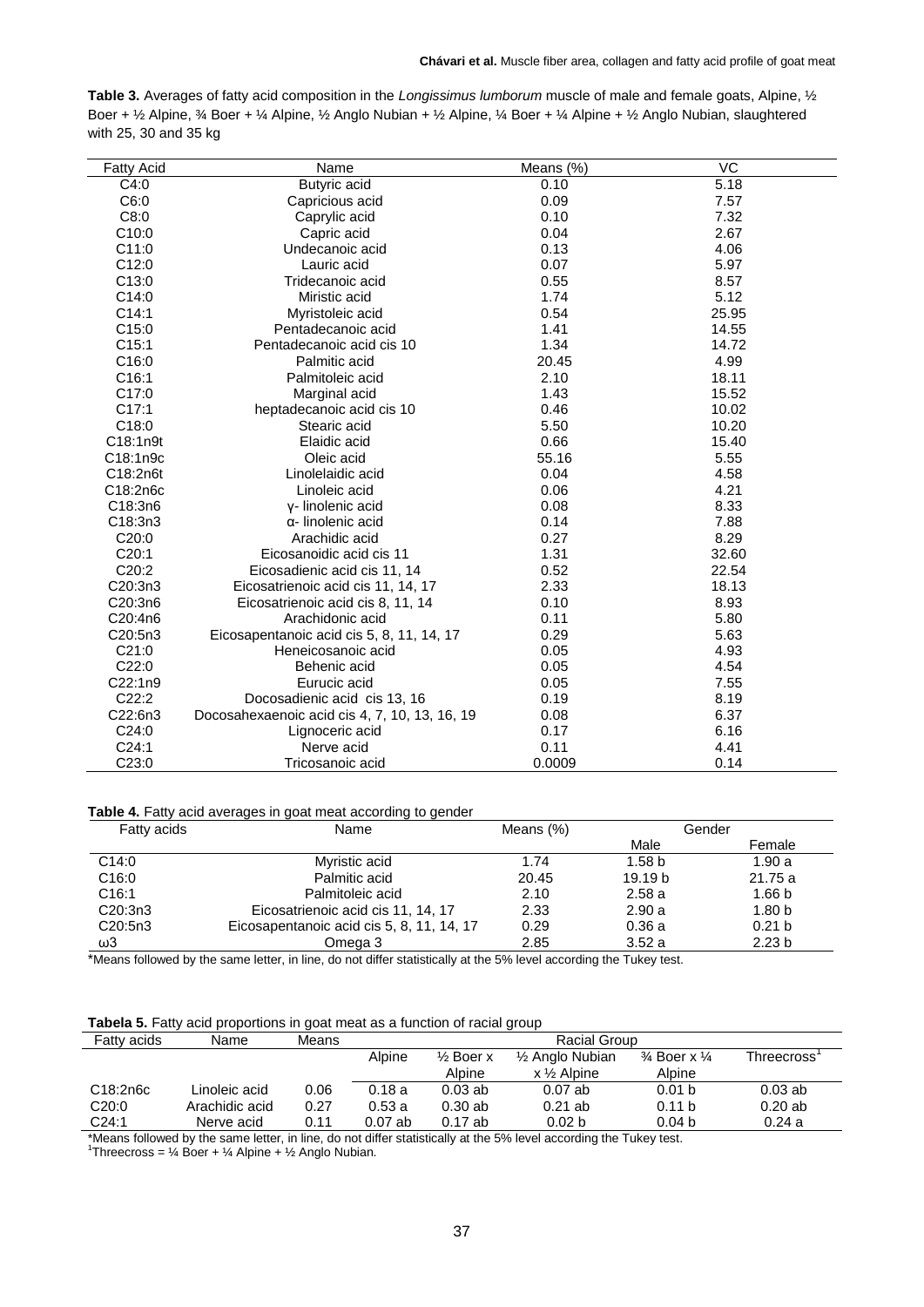**Table 3.** Averages of fatty acid composition in the *Longissimus lumborum* muscle of male and female goats, Alpine, ½ Boer + ½ Alpine, ¾ Boer + ¼ Alpine, ½ Anglo Nubian + ½ Alpine, ¼ Boer + ¼ Alpine + ½ Anglo Nubian, slaughtered with 25, 30 and 35 kg

| Fatty Acid | Name | Means (%) | VC |
|---|---|---|---|
| C4:0 | Butyric acid | 0.10 | 5.18 |
| C6:0 | Capricious acid | 0.09 | 7.57 |
| C8:0 | Caprylic acid | 0.10 | 7.32 |
| C10:0 | Capric acid | 0.04 | 2.67 |
| C11:0 | Undecanoic acid | 0.13 | 4.06 |
| C12:0 | Lauric acid | 0.07 | 5.97 |
| C13:0 | Tridecanoic acid | 0.55 | 8.57 |
| C14:0 | Miristic acid | 1.74 | 5.12 |
| C14:1 | Myristoleic acid | 0.54 | 25.95 |
| C15:0 | Pentadecanoic acid | 1.41 | 14.55 |
| C15:1 | Pentadecanoic acid cis 10 | 1.34 | 14.72 |
| C16:0 | Palmitic acid | 20.45 | 4.99 |
| C16:1 | Palmitoleic acid | 2.10 | 18.11 |
| C17:0 | Marginal acid | 1.43 | 15.52 |
| C17:1 | heptadecanoic acid cis 10 | 0.46 | 10.02 |
| C18:0 | Stearic acid | 5.50 | 10.20 |
| C18:1n9t | Elaidic acid | 0.66 | 15.40 |
| C18:1n9c | Oleic acid | 55.16 | 5.55 |
| C18:2n6t | Linolelaidic acid | 0.04 | 4.58 |
| C18:2n6c | Linoleic acid | 0.06 | 4.21 |
| C18:3n6 | γ- linolenic acid | 0.08 | 8.33 |
| C18:3n3 | α- linolenic acid | 0.14 | 7.88 |
| C20:0 | Arachidic acid | 0.27 | 8.29 |
| C20:1 | Eicosanoidic acid cis 11 | 1.31 | 32.60 |
| C20:2 | Eicosadienic acid cis 11, 14 | 0.52 | 22.54 |
| C20:3n3 | Eicosatrienoic acid cis 11, 14, 17 | 2.33 | 18.13 |
| C20:3n6 | Eicosatrienoic acid cis 8, 11, 14 | 0.10 | 8.93 |
| C20:4n6 | Arachidonic acid | 0.11 | 5.80 |
| C20:5n3 | Eicosapentanoic acid cis 5, 8, 11, 14, 17 | 0.29 | 5.63 |
| C21:0 | Heneicosanoic acid | 0.05 | 4.93 |
| C22:0 | Behenic acid | 0.05 | 4.54 |
| C22:1n9 | Eurucic acid | 0.05 | 7.55 |
| C22:2 | Docosadienic acid cis 13, 16 | 0.19 | 8.19 |
| C22:6n3 | Docosahexaenoic acid cis 4, 7, 10, 13, 16, 19 | 0.08 | 6.37 |
| C24:0 | Lignoceric acid | 0.17 | 6.16 |
| C24:1 | Nerve acid | 0.11 | 4.41 |
| C23:0 | Tricosanoic acid | 0.0009 | 0.14 |

**Table 4.** Fatty acid averages in goat meat according to gender

| Fatty acids | Name | Means (%) | Gender | |
|---|---|---|---|---|
| | | | Male | Female |
| C14:0 | Myristic acid | 1.74 | 1.58 b | 1.90 a |
| C16:0 | Palmitic acid | 20.45 | 19.19 b | 21.75 a |
| C16:1 | Palmitoleic acid | 2.10 | 2.58 a | 1.66 b |
| C20:3n3 | Eicosatrienoic acid cis 11, 14, 17 | 2.33 | 2.90 a | 1.80 b |
| C20:5n3 | Eicosapentanoic acid cis 5, 8, 11, 14, 17 | 0.29 | 0.36 a | 0.21 b |
| ω3 | Omega 3 | 2.85 | 3.52 a | 2.23 b |

*Means followed by the same letter, in line, do not differ statistically at the 5% level according the Tukey test.

**Tabela 5.** Fatty acid proportions in goat meat as a function of racial group

| Fatty acids | Name | Means | Racial Group | | | | |
|---|---|---|---|---|---|---|---|
| | | | Alpine | ½ Boer x Alpine | ½ Anglo Nubian x ½ Alpine | ¾ Boer x ¼ Alpine | Threecross[1] |
| C18:2n6c | Linoleic acid | 0.06 | 0.18 a | 0.03 ab | 0.07 ab | 0.01 b | 0.03 ab |
| C20:0 | Arachidic acid | 0.27 | 0.53 a | 0.30 ab | 0.21 ab | 0.11 b | 0.20 ab |
| C24:1 | Nerve acid | 0.11 | 0.07 ab | 0.17 ab | 0.02 b | 0.04 b | 0.24 a |

*Means followed by the same letter, in line, do not differ statistically at the 5% level according the Tukey test.
[1]Threecross = ¼ Boer + ¼ Alpine + ½ Anglo Nubian.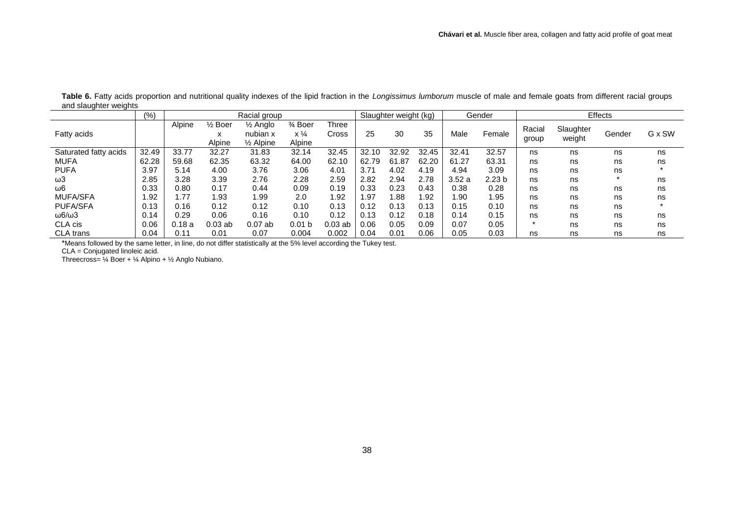**Table 6.** Fatty acids proportion and nutritional quality indexes of the lipid fraction in the *Longissimus lumborum* muscle of male and female goats from different racial groups and slaughter weights

| Fatty acids | (%) | Racial group | | | | | Slaughter weight (kg) | | | Gender | | Effects | | | |
|---|---|---|---|---|---|---|---|---|---|---|---|---|---|---|---|
| | | Alpine | ½ Boer x Alpine | ½ Anglo nubian x ½ Alpine | ¾ Boer x ¼ Alpine | Three Cross | 25 | 30 | 35 | Male | Female | Racial group | Slaughter weight | Gender | G x SW |
| Saturated fatty acids | 32.49 | 33.77 | 32.27 | 31.83 | 32.14 | 32.45 | 32.10 | 32.92 | 32.45 | 32.41 | 32.57 | ns | ns | ns | ns |
| MUFA | 62.28 | 59.68 | 62.35 | 63.32 | 64.00 | 62.10 | 62.79 | 61.87 | 62.20 | 61.27 | 63.31 | ns | ns | ns | ns |
| PUFA | 3.97 | 5.14 | 4.00 | 3.76 | 3.06 | 4.01 | 3.71 | 4.02 | 4.19 | 4.94 | 3.09 | ns | ns | ns | * |
| ω3 | 2.85 | 3.28 | 3.39 | 2.76 | 2.28 | 2.59 | 2.82 | 2.94 | 2.78 | 3.52 a | 2.23 b | ns | ns | * | ns |
| ω6 | 0.33 | 0.80 | 0.17 | 0.44 | 0.09 | 0.19 | 0.33 | 0.23 | 0.43 | 0.38 | 0.28 | ns | ns | ns | ns |
| MUFA/SFA | 1.92 | 1.77 | 1.93 | 1.99 | 2.0 | 1.92 | 1.97 | 1.88 | 1.92 | 1.90 | 1.95 | ns | ns | ns | ns |
| PUFA/SFA | 0.13 | 0.16 | 0.12 | 0.12 | 0.10 | 0.13 | 0.12 | 0.13 | 0.13 | 0.15 | 0.10 | ns | ns | ns | * |
| ω6/ω3 | 0.14 | 0.29 | 0.06 | 0.16 | 0.10 | 0.12 | 0.13 | 0.12 | 0.18 | 0.14 | 0.15 | ns | ns | ns | ns |
| CLA cis | 0.06 | 0.18 a | 0.03 ab | 0.07 ab | 0.01 b | 0.03 ab | 0.06 | 0.05 | 0.09 | 0.07 | 0.05 | * | ns | ns | ns |
| CLA trans | 0.04 | 0.11 | 0.01 | 0.07 | 0.004 | 0.002 | 0.04 | 0.01 | 0.06 | 0.05 | 0.03 | ns | ns | ns | ns |

*Means followed by the same letter, in line, do not differ statistically at the 5% level according the Tukey test.

CLA = Conjugated linoleic acid.

Threecross= ¼ Boer + ¼ Alpino + ½ Anglo Nubiano.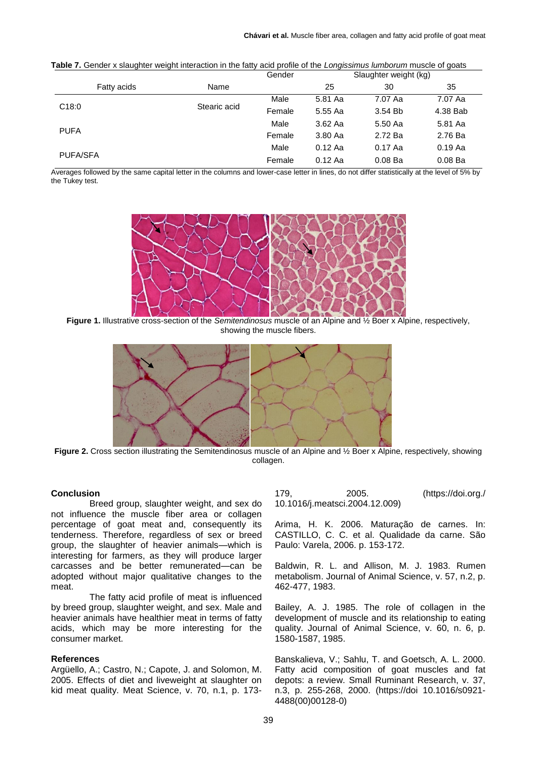**Table 7.** Gender x slaughter weight interaction in the fatty acid profile of the *Longissimus lumborum* muscle of goats

| Fatty acids | Name | Gender | Slaughter weight (kg) | | |
|---|---|---|---|---|---|
| | | | 25 | 30 | 35 |
| C18:0 | Stearic acid | Male | 5.81 Aa | 7.07 Aa | 7.07 Aa |
| | | Female | 5.55 Aa | 3.54 Bb | 4.38 Bab |
| PUFA | | Male | 3.62 Aa | 5.50 Aa | 5.81 Aa |
| | | Female | 3.80 Aa | 2.72 Ba | 2.76 Ba |
| PUFA/SFA | | Male | 0.12 Aa | 0.17 Aa | 0.19 Aa |
| | | Female | 0.12 Aa | 0.08 Ba | 0.08 Ba |

Averages followed by the same capital letter in the columns and lower-case letter in lines, do not differ statistically at the level of 5% by the Tukey test.

**Figure 1.** Illustrative cross-section of the *Semitendinosus* muscle of an Alpine and ½ Boer x Alpine, respectively, showing the muscle fibers.

**Figure 2.** Cross section illustrating the Semitendinosus muscle of an Alpine and ½ Boer x Alpine, respectively, showing collagen.

## Conclusion

Breed group, slaughter weight, and sex do not influence the muscle fiber area or collagen percentage of goat meat and, consequently its tenderness. Therefore, regardless of sex or breed group, the slaughter of heavier animals—which is interesting for farmers, as they will produce larger carcasses and be better remunerated—can be adopted without major qualitative changes to the meat.

The fatty acid profile of meat is influenced by breed group, slaughter weight, and sex. Male and heavier animals have healthier meat in terms of fatty acids, which may be more interesting for the consumer market.

## References

Argüello, A.; Castro, N.; Capote, J. and Solomon, M. 2005. Effects of diet and liveweight at slaughter on kid meat quality. Meat Science, v. 70, n.1, p. 173-179, 2005. (https://doi.org./10.1016/j.meatsci.2004.12.009)

Arima, H. K. 2006. Maturação de carnes. In: CASTILLO, C. C. et al. Qualidade da carne. São Paulo: Varela, 2006. p. 153-172.

Baldwin, R. L. and Allison, M. J. 1983. Rumen metabolism. Journal of Animal Science, v. 57, n.2, p. 462-477, 1983.

Bailey, A. J. 1985. The role of collagen in the development of muscle and its relationship to eating quality. Journal of Animal Science, v. 60, n. 6, p. 1580-1587, 1985.

Banskalieva, V.; Sahlu, T. and Goetsch, A. L. 2000. Fatty acid composition of goat muscles and fat depots: a review. Small Ruminant Research, v. 37, n.3, p. 255-268, 2000. (https://doi 10.1016/s0921-4488(00)00128-0)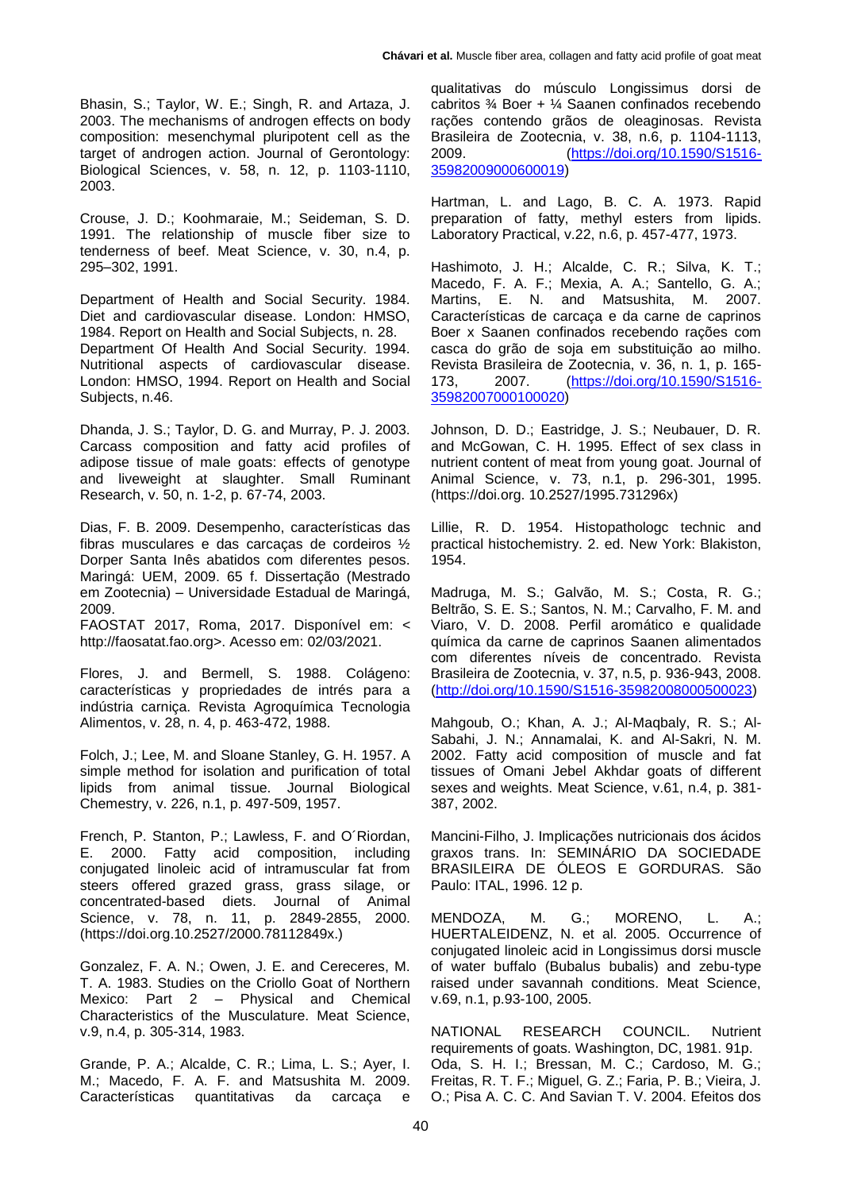Bhasin, S.; Taylor, W. E.; Singh, R. and Artaza, J. 2003. The mechanisms of androgen effects on body composition: mesenchymal pluripotent cell as the target of androgen action. Journal of Gerontology: Biological Sciences, v. 58, n. 12, p. 1103-1110, 2003.

Crouse, J. D.; Koohmaraie, M.; Seideman, S. D. 1991. The relationship of muscle fiber size to tenderness of beef. Meat Science, v. 30, n.4, p. 295–302, 1991.

Department of Health and Social Security. 1984. Diet and cardiovascular disease. London: HMSO, 1984. Report on Health and Social Subjects, n. 28.

Department Of Health And Social Security. 1994. Nutritional aspects of cardiovascular disease. London: HMSO, 1994. Report on Health and Social Subjects, n.46.

Dhanda, J. S.; Taylor, D. G. and Murray, P. J. 2003. Carcass composition and fatty acid profiles of adipose tissue of male goats: effects of genotype and liveweight at slaughter. Small Ruminant Research, v. 50, n. 1-2, p. 67-74, 2003.

Dias, F. B. 2009. Desempenho, características das fibras musculares e das carcaças de cordeiros ½ Dorper Santa Inês abatidos com diferentes pesos. Maringá: UEM, 2009. 65 f. Dissertação (Mestrado em Zootecnia) – Universidade Estadual de Maringá, 2009.

FAOSTAT 2017, Roma, 2017. Disponível em: < http://faosatat.fao.org>. Acesso em: 02/03/2021.

Flores, J. and Bermell, S. 1988. Colágeno: características y propriedades de intrés para a indústria carniça. Revista Agroquímica Tecnologia Alimentos, v. 28, n. 4, p. 463-472, 1988.

Folch, J.; Lee, M. and Sloane Stanley, G. H. 1957. A simple method for isolation and purification of total lipids from animal tissue. Journal Biological Chemestry, v. 226, n.1, p. 497-509, 1957.

French, P. Stanton, P.; Lawless, F. and O´Riordan, E. 2000. Fatty acid composition, including conjugated linoleic acid of intramuscular fat from steers offered grazed grass, grass silage, or concentrated-based diets. Journal of Animal Science, v. 78, n. 11, p. 2849-2855, 2000. (https://doi.org.10.2527/2000.78112849x.)

Gonzalez, F. A. N.; Owen, J. E. and Cereceres, M. T. A. 1983. Studies on the Criollo Goat of Northern Mexico: Part 2 – Physical and Chemical Characteristics of the Musculature. Meat Science, v.9, n.4, p. 305-314, 1983.

Grande, P. A.; Alcalde, C. R.; Lima, L. S.; Ayer, I. M.; Macedo, F. A. F. and Matsushita M. 2009. Características quantitativas da carcaça e qualitativas do músculo Longissimus dorsi de cabritos ¾ Boer + ¼ Saanen confinados recebendo rações contendo grãos de oleaginosas. Revista Brasileira de Zootecnia, v. 38, n.6, p. 1104-1113, 2009. (https://doi.org/10.1590/S1516-35982009000600019)

Hartman, L. and Lago, B. C. A. 1973. Rapid preparation of fatty, methyl esters from lipids. Laboratory Practical, v.22, n.6, p. 457-477, 1973.

Hashimoto, J. H.; Alcalde, C. R.; Silva, K. T.; Macedo, F. A. F.; Mexia, A. A.; Santello, G. A.; Martins, E. N. and Matsushita, M. 2007. Características de carcaça e da carne de caprinos Boer x Saanen confinados recebendo rações com casca do grão de soja em substituição ao milho. Revista Brasileira de Zootecnia, v. 36, n. 1, p. 165-173, 2007. (https://doi.org/10.1590/S1516-35982007000100020)

Johnson, D. D.; Eastridge, J. S.; Neubauer, D. R. and McGowan, C. H. 1995. Effect of sex class in nutrient content of meat from young goat. Journal of Animal Science, v. 73, n.1, p. 296-301, 1995. (https://doi.org. 10.2527/1995.731296x)

Lillie, R. D. 1954. Histopathologc technic and practical histochemistry. 2. ed. New York: Blakiston, 1954.

Madruga, M. S.; Galvão, M. S.; Costa, R. G.; Beltrão, S. E. S.; Santos, N. M.; Carvalho, F. M. and Viaro, V. D. 2008. Perfil aromático e qualidade química da carne de caprinos Saanen alimentados com diferentes níveis de concentrado. Revista Brasileira de Zootecnia, v. 37, n.5, p. 936-943, 2008. (http://doi.org/10.1590/S1516-35982008000500023)

Mahgoub, O.; Khan, A. J.; Al-Maqbaly, R. S.; Al-Sabahi, J. N.; Annamalai, K. and Al-Sakri, N. M. 2002. Fatty acid composition of muscle and fat tissues of Omani Jebel Akhdar goats of different sexes and weights. Meat Science, v.61, n.4, p. 381-387, 2002.

Mancini-Filho, J. Implicações nutricionais dos ácidos graxos trans. In: SEMINÁRIO DA SOCIEDADE BRASILEIRA DE ÓLEOS E GORDURAS. São Paulo: ITAL, 1996. 12 p.

MENDOZA, M. G.; MORENO, L. A.; HUERTALEIDENZ, N. et al. 2005. Occurrence of conjugated linoleic acid in Longissimus dorsi muscle of water buffalo (Bubalus bubalis) and zebu-type raised under savannah conditions. Meat Science, v.69, n.1, p.93-100, 2005.

NATIONAL RESEARCH COUNCIL. Nutrient requirements of goats. Washington, DC, 1981. 91p.

Oda, S. H. I.; Bressan, M. C.; Cardoso, M. G.; Freitas, R. T. F.; Miguel, G. Z.; Faria, P. B.; Vieira, J. O.; Pisa A. C. C. And Savian T. V. 2004. Efeitos dos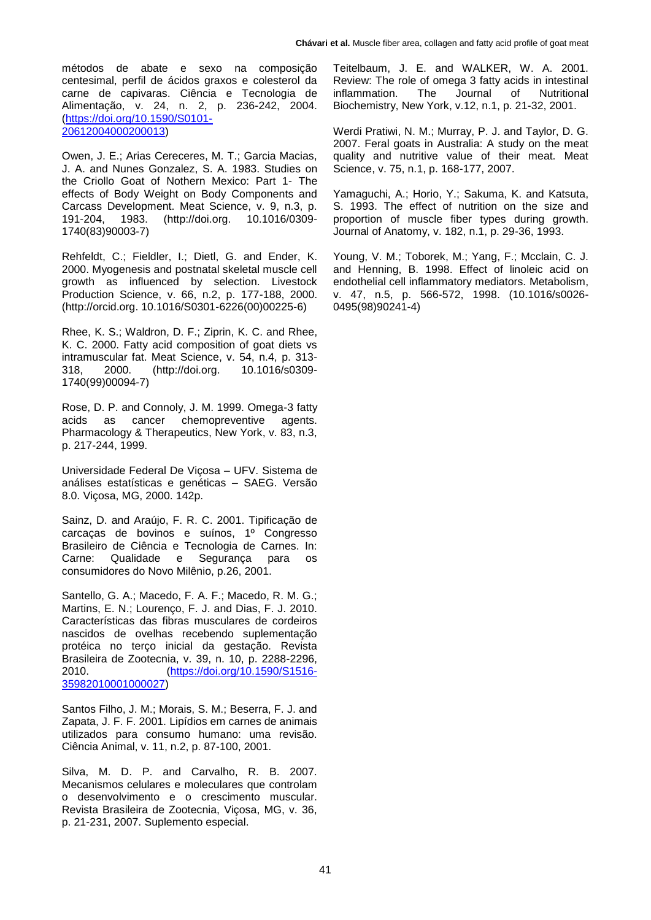métodos de abate e sexo na composição centesimal, perfil de ácidos graxos e colesterol da carne de capivaras. Ciência e Tecnologia de Alimentação, v. 24, n. 2, p. 236-242, 2004. (https://doi.org/10.1590/S0101-20612004000200013)

Owen, J. E.; Arias Cereceres, M. T.; Garcia Macias, J. A. and Nunes Gonzalez, S. A. 1983. Studies on the Criollo Goat of Nothern Mexico: Part 1- The effects of Body Weight on Body Components and Carcass Development. Meat Science, v. 9, n.3, p. 191-204, 1983. (http://doi.org. 10.1016/0309-1740(83)90003-7)

Rehfeldt, C.; Fieldler, I.; Dietl, G. and Ender, K. 2000. Myogenesis and postnatal skeletal muscle cell growth as influenced by selection. Livestock Production Science, v. 66, n.2, p. 177-188, 2000. (http://orcid.org. 10.1016/S0301-6226(00)00225-6)

Rhee, K. S.; Waldron, D. F.; Ziprin, K. C. and Rhee, K. C. 2000. Fatty acid composition of goat diets vs intramuscular fat. Meat Science, v. 54, n.4, p. 313-318, 2000. (http://doi.org. 10.1016/s0309-1740(99)00094-7)

Rose, D. P. and Connoly, J. M. 1999. Omega-3 fatty acids as cancer chemopreventive agents. Pharmacology & Therapeutics, New York, v. 83, n.3, p. 217-244, 1999.

Universidade Federal De Viçosa – UFV. Sistema de análises estatísticas e genéticas – SAEG. Versão 8.0. Viçosa, MG, 2000. 142p.

Sainz, D. and Araújo, F. R. C. 2001. Tipificação de carcaças de bovinos e suínos, 1º Congresso Brasileiro de Ciência e Tecnologia de Carnes. In: Carne: Qualidade e Segurança para os consumidores do Novo Milênio, p.26, 2001.

Santello, G. A.; Macedo, F. A. F.; Macedo, R. M. G.; Martins, E. N.; Lourenço, F. J. and Dias, F. J. 2010. Características das fibras musculares de cordeiros nascidos de ovelhas recebendo suplementação protéica no terço inicial da gestação. Revista Brasileira de Zootecnia, v. 39, n. 10, p. 2288-2296, 2010. (https://doi.org/10.1590/S1516-35982010001000027)

Santos Filho, J. M.; Morais, S. M.; Beserra, F. J. and Zapata, J. F. F. 2001. Lipídios em carnes de animais utilizados para consumo humano: uma revisão. Ciência Animal, v. 11, n.2, p. 87-100, 2001.

Silva, M. D. P. and Carvalho, R. B. 2007. Mecanismos celulares e moleculares que controlam o desenvolvimento e o crescimento muscular. Revista Brasileira de Zootecnia, Viçosa, MG, v. 36, p. 21-231, 2007. Suplemento especial.

Teitelbaum, J. E. and WALKER, W. A. 2001. Review: The role of omega 3 fatty acids in intestinal inflammation. The Journal of Nutritional Biochemistry, New York, v.12, n.1, p. 21-32, 2001.

Werdi Pratiwi, N. M.; Murray, P. J. and Taylor, D. G. 2007. Feral goats in Australia: A study on the meat quality and nutritive value of their meat. Meat Science, v. 75, n.1, p. 168-177, 2007.

Yamaguchi, A.; Horio, Y.; Sakuma, K. and Katsuta, S. 1993. The effect of nutrition on the size and proportion of muscle fiber types during growth. Journal of Anatomy, v. 182, n.1, p. 29-36, 1993.

Young, V. M.; Toborek, M.; Yang, F.; Mcclain, C. J. and Henning, B. 1998. Effect of linoleic acid on endothelial cell inflammatory mediators. Metabolism, v. 47, n.5, p. 566-572, 1998. (10.1016/s0026-0495(98)90241-4)